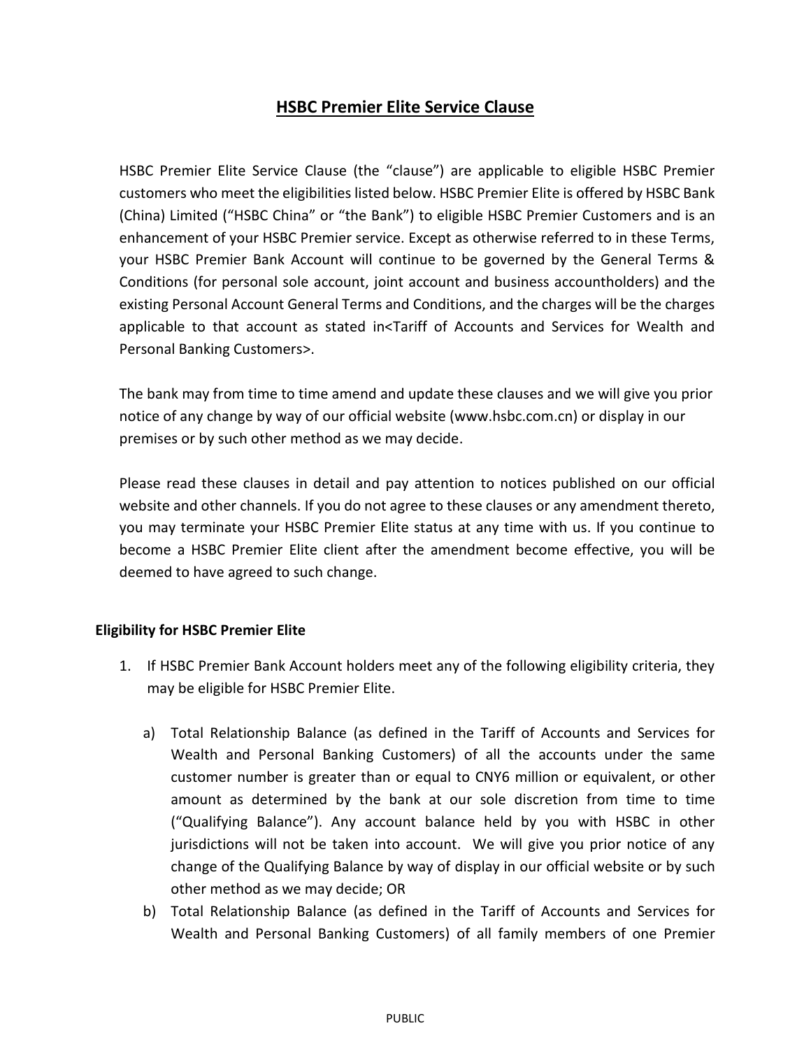# HSBC Premier Elite Service Clause

HSBC Premier Elite Service Clause (the "clause") are applicable to eligible HSBC Premier customers who meet the eligibilities listed below. HSBC Premier Elite is offered by HSBC Bank (China) Limited ("HSBC China" or "the Bank") to eligible HSBC Premier Customers and is an enhancement of your HSBC Premier service. Except as otherwise referred to in these Terms, your HSBC Premier Bank Account will continue to be governed by the General Terms & Conditions (for personal sole account, joint account and business accountholders) and the existing Personal Account General Terms and Conditions, and the charges will be the charges applicable to that account as stated in<Tariff of Accounts and Services for Wealth and Personal Banking Customers>.

The bank may from time to time amend and update these clauses and we will give you prior notice of any change by way of our official website (www.hsbc.com.cn) or display in our premises or by such other method as we may decide.

Please read these clauses in detail and pay attention to notices published on our official website and other channels. If you do not agree to these clauses or any amendment thereto, you may terminate your HSBC Premier Elite status at any time with us. If you continue to become a HSBC Premier Elite client after the amendment become effective, you will be deemed to have agreed to such change.

**Eligibility for HSBC Premier Elite**

1. If HSBC Premier Bank Account holders meet any of the following eligibility criteria, they may be eligible for HSBC Premier Elite.

   a) Total Relationship Balance (as defined in the Tariff of Accounts and Services for Wealth and Personal Banking Customers) of all the accounts under the same customer number is greater than or equal to CNY6 million or equivalent, or other amount as determined by the bank at our sole discretion from time to time ("Qualifying Balance"). Any account balance held by you with HSBC in other jurisdictions will not be taken into account. We will give you prior notice of any change of the Qualifying Balance by way of display in our official website or by such other method as we may decide; OR

   b) Total Relationship Balance (as defined in the Tariff of Accounts and Services for Wealth and Personal Banking Customers) of all family members of one Premier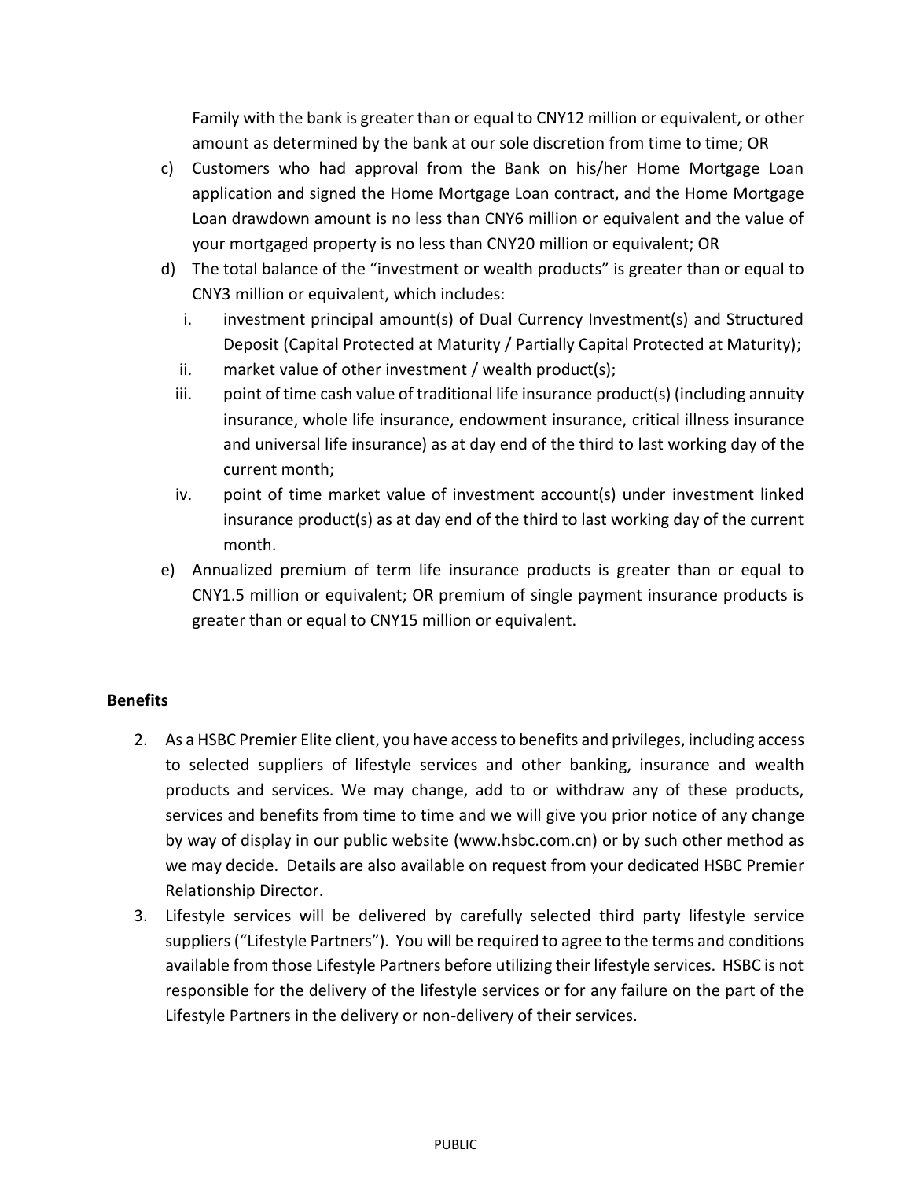Family with the bank is greater than or equal to CNY12 million or equivalent, or other amount as determined by the bank at our sole discretion from time to time; OR

c) Customers who had approval from the Bank on his/her Home Mortgage Loan application and signed the Home Mortgage Loan contract, and the Home Mortgage Loan drawdown amount is no less than CNY6 million or equivalent and the value of your mortgaged property is no less than CNY20 million or equivalent; OR

d) The total balance of the "investment or wealth products" is greater than or equal to CNY3 million or equivalent, which includes:
   i. investment principal amount(s) of Dual Currency Investment(s) and Structured Deposit (Capital Protected at Maturity / Partially Capital Protected at Maturity);
   ii. market value of other investment / wealth product(s);
   iii. point of time cash value of traditional life insurance product(s) (including annuity insurance, whole life insurance, endowment insurance, critical illness insurance and universal life insurance) as at day end of the third to last working day of the current month;
   iv. point of time market value of investment account(s) under investment linked insurance product(s) as at day end of the third to last working day of the current month.

e) Annualized premium of term life insurance products is greater than or equal to CNY1.5 million or equivalent; OR premium of single payment insurance products is greater than or equal to CNY15 million or equivalent.

**Benefits**

2. As a HSBC Premier Elite client, you have access to benefits and privileges, including access to selected suppliers of lifestyle services and other banking, insurance and wealth products and services. We may change, add to or withdraw any of these products, services and benefits from time to time and we will give you prior notice of any change by way of display in our public website (www.hsbc.com.cn) or by such other method as we may decide. Details are also available on request from your dedicated HSBC Premier Relationship Director.
3. Lifestyle services will be delivered by carefully selected third party lifestyle service suppliers ("Lifestyle Partners"). You will be required to agree to the terms and conditions available from those Lifestyle Partners before utilizing their lifestyle services. HSBC is not responsible for the delivery of the lifestyle services or for any failure on the part of the Lifestyle Partners in the delivery or non-delivery of their services.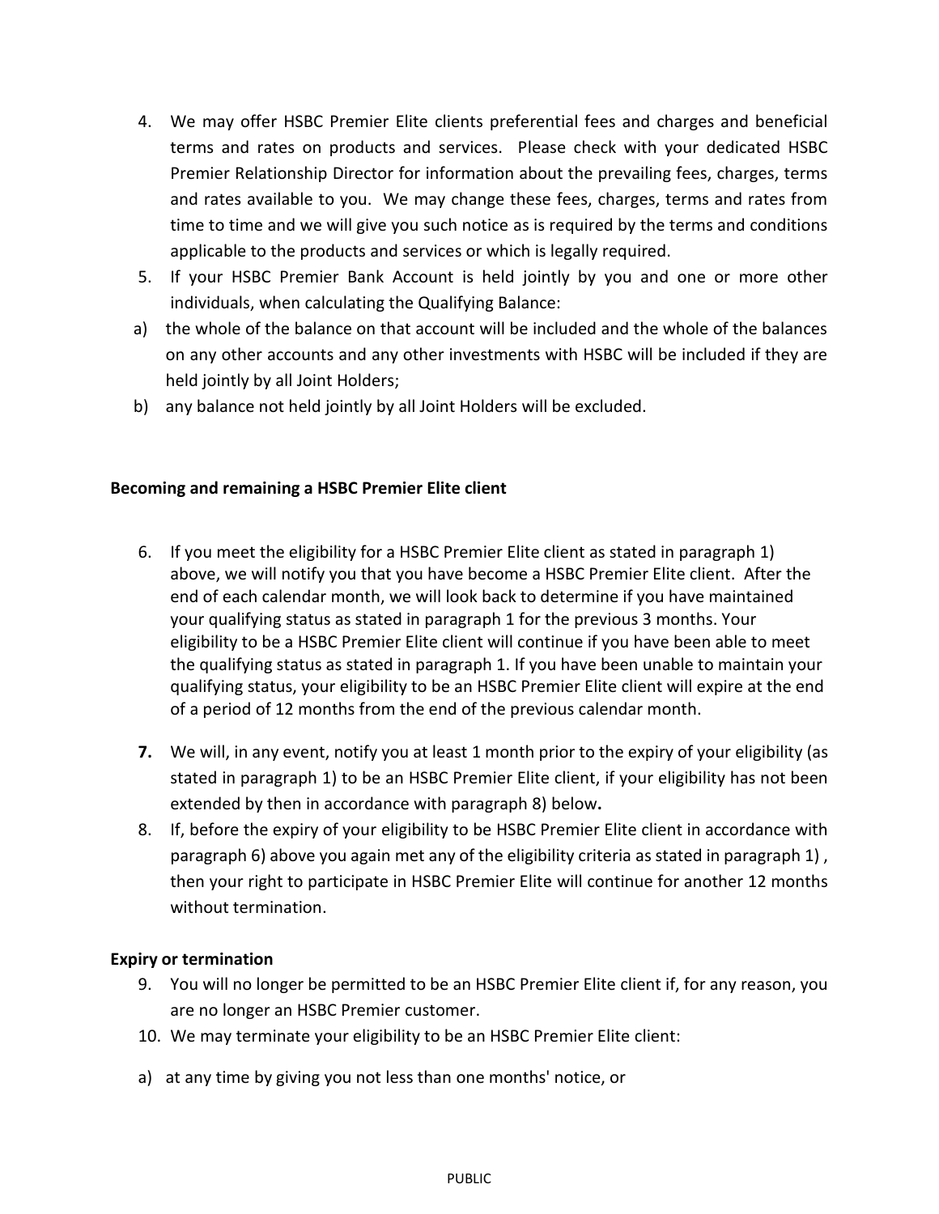4. We may offer HSBC Premier Elite clients preferential fees and charges and beneficial terms and rates on products and services. Please check with your dedicated HSBC Premier Relationship Director for information about the prevailing fees, charges, terms and rates available to you. We may change these fees, charges, terms and rates from time to time and we will give you such notice as is required by the terms and conditions applicable to the products and services or which is legally required.
5. If your HSBC Premier Bank Account is held jointly by you and one or more other individuals, when calculating the Qualifying Balance:

a) the whole of the balance on that account will be included and the whole of the balances on any other accounts and any other investments with HSBC will be included if they are held jointly by all Joint Holders;

b) any balance not held jointly by all Joint Holders will be excluded.

**Becoming and remaining a HSBC Premier Elite client**

6. If you meet the eligibility for a HSBC Premier Elite client as stated in paragraph 1) above, we will notify you that you have become a HSBC Premier Elite client. After the end of each calendar month, we will look back to determine if you have maintained your qualifying status as stated in paragraph 1 for the previous 3 months. Your eligibility to be a HSBC Premier Elite client will continue if you have been able to meet the qualifying status as stated in paragraph 1. If you have been unable to maintain your qualifying status, your eligibility to be an HSBC Premier Elite client will expire at the end of a period of 12 months from the end of the previous calendar month.
7. We will, in any event, notify you at least 1 month prior to the expiry of your eligibility (as stated in paragraph 1) to be an HSBC Premier Elite client, if your eligibility has not been extended by then in accordance with paragraph 8) below.
8. If, before the expiry of your eligibility to be HSBC Premier Elite client in accordance with paragraph 6) above you again met any of the eligibility criteria as stated in paragraph 1) , then your right to participate in HSBC Premier Elite will continue for another 12 months without termination.

**Expiry or termination**

9. You will no longer be permitted to be an HSBC Premier Elite client if, for any reason, you are no longer an HSBC Premier customer.
10. We may terminate your eligibility to be an HSBC Premier Elite client:

a) at any time by giving you not less than one months' notice, or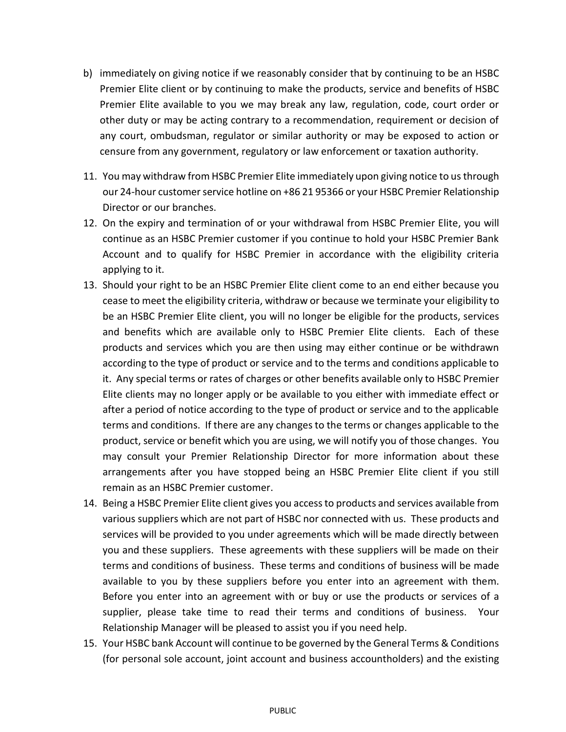b) immediately on giving notice if we reasonably consider that by continuing to be an HSBC Premier Elite client or by continuing to make the products, service and benefits of HSBC Premier Elite available to you we may break any law, regulation, code, court order or other duty or may be acting contrary to a recommendation, requirement or decision of any court, ombudsman, regulator or similar authority or may be exposed to action or censure from any government, regulatory or law enforcement or taxation authority.

11. You may withdraw from HSBC Premier Elite immediately upon giving notice to us through our 24-hour customer service hotline on +86 21 95366 or your HSBC Premier Relationship Director or our branches.
12. On the expiry and termination of or your withdrawal from HSBC Premier Elite, you will continue as an HSBC Premier customer if you continue to hold your HSBC Premier Bank Account and to qualify for HSBC Premier in accordance with the eligibility criteria applying to it.
13. Should your right to be an HSBC Premier Elite client come to an end either because you cease to meet the eligibility criteria, withdraw or because we terminate your eligibility to be an HSBC Premier Elite client, you will no longer be eligible for the products, services and benefits which are available only to HSBC Premier Elite clients. Each of these products and services which you are then using may either continue or be withdrawn according to the type of product or service and to the terms and conditions applicable to it. Any special terms or rates of charges or other benefits available only to HSBC Premier Elite clients may no longer apply or be available to you either with immediate effect or after a period of notice according to the type of product or service and to the applicable terms and conditions. If there are any changes to the terms or changes applicable to the product, service or benefit which you are using, we will notify you of those changes. You may consult your Premier Relationship Director for more information about these arrangements after you have stopped being an HSBC Premier Elite client if you still remain as an HSBC Premier customer.
14. Being a HSBC Premier Elite client gives you access to products and services available from various suppliers which are not part of HSBC nor connected with us. These products and services will be provided to you under agreements which will be made directly between you and these suppliers. These agreements with these suppliers will be made on their terms and conditions of business. These terms and conditions of business will be made available to you by these suppliers before you enter into an agreement with them. Before you enter into an agreement with or buy or use the products or services of a supplier, please take time to read their terms and conditions of business. Your Relationship Manager will be pleased to assist you if you need help.
15. Your HSBC bank Account will continue to be governed by the General Terms & Conditions (for personal sole account, joint account and business accountholders) and the existing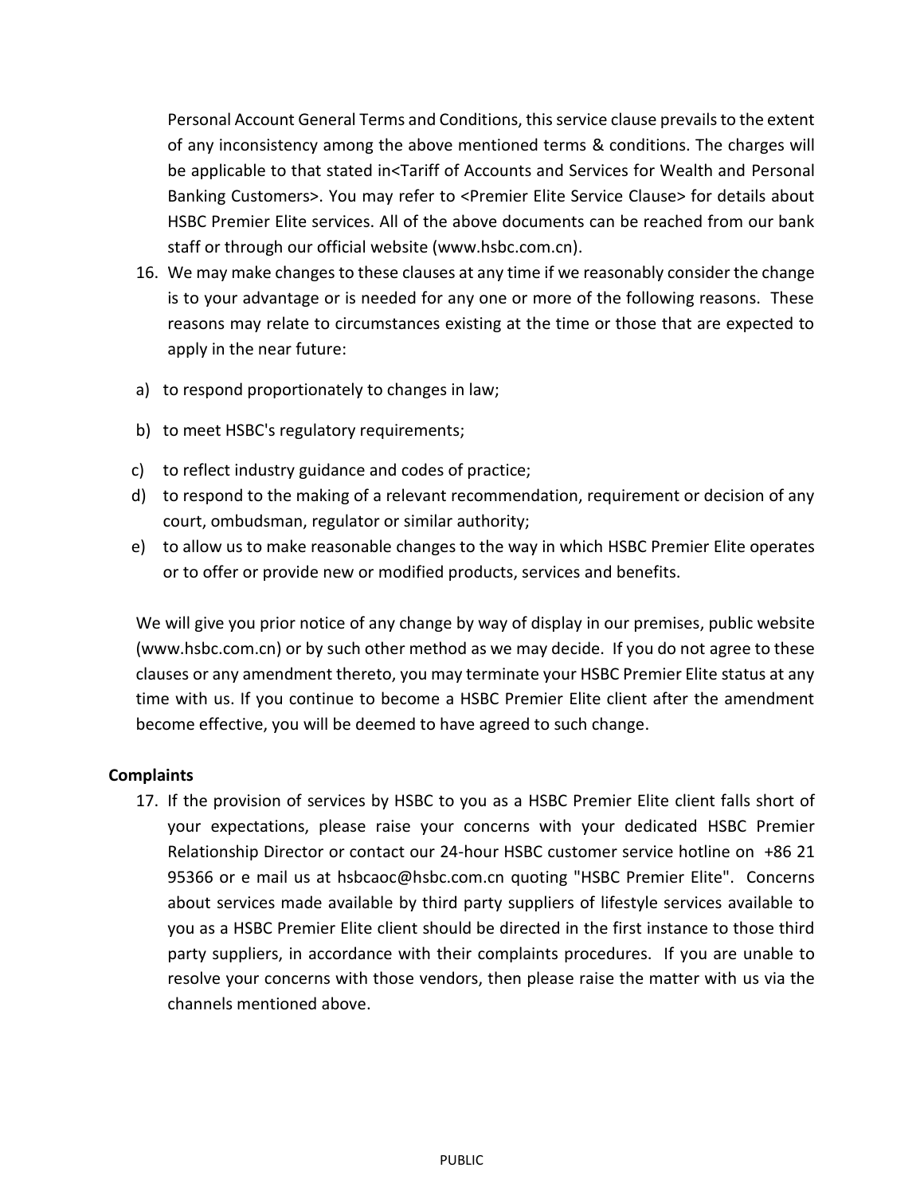Personal Account General Terms and Conditions, this service clause prevails to the extent of any inconsistency among the above mentioned terms & conditions. The charges will be applicable to that stated in<Tariff of Accounts and Services for Wealth and Personal Banking Customers>. You may refer to <Premier Elite Service Clause> for details about HSBC Premier Elite services. All of the above documents can be reached from our bank staff or through our official website (www.hsbc.com.cn).

16. We may make changes to these clauses at any time if we reasonably consider the change is to your advantage or is needed for any one or more of the following reasons. These reasons may relate to circumstances existing at the time or those that are expected to apply in the near future:

a) to respond proportionately to changes in law;

b) to meet HSBC's regulatory requirements;

c) to reflect industry guidance and codes of practice;

d) to respond to the making of a relevant recommendation, requirement or decision of any court, ombudsman, regulator or similar authority;

e) to allow us to make reasonable changes to the way in which HSBC Premier Elite operates or to offer or provide new or modified products, services and benefits.

We will give you prior notice of any change by way of display in our premises, public website (www.hsbc.com.cn) or by such other method as we may decide. If you do not agree to these clauses or any amendment thereto, you may terminate your HSBC Premier Elite status at any time with us. If you continue to become a HSBC Premier Elite client after the amendment become effective, you will be deemed to have agreed to such change.

**Complaints**

17. If the provision of services by HSBC to you as a HSBC Premier Elite client falls short of your expectations, please raise your concerns with your dedicated HSBC Premier Relationship Director or contact our 24-hour HSBC customer service hotline on +86 21 95366 or e mail us at hsbcaoc@hsbc.com.cn quoting "HSBC Premier Elite". Concerns about services made available by third party suppliers of lifestyle services available to you as a HSBC Premier Elite client should be directed in the first instance to those third party suppliers, in accordance with their complaints procedures. If you are unable to resolve your concerns with those vendors, then please raise the matter with us via the channels mentioned above.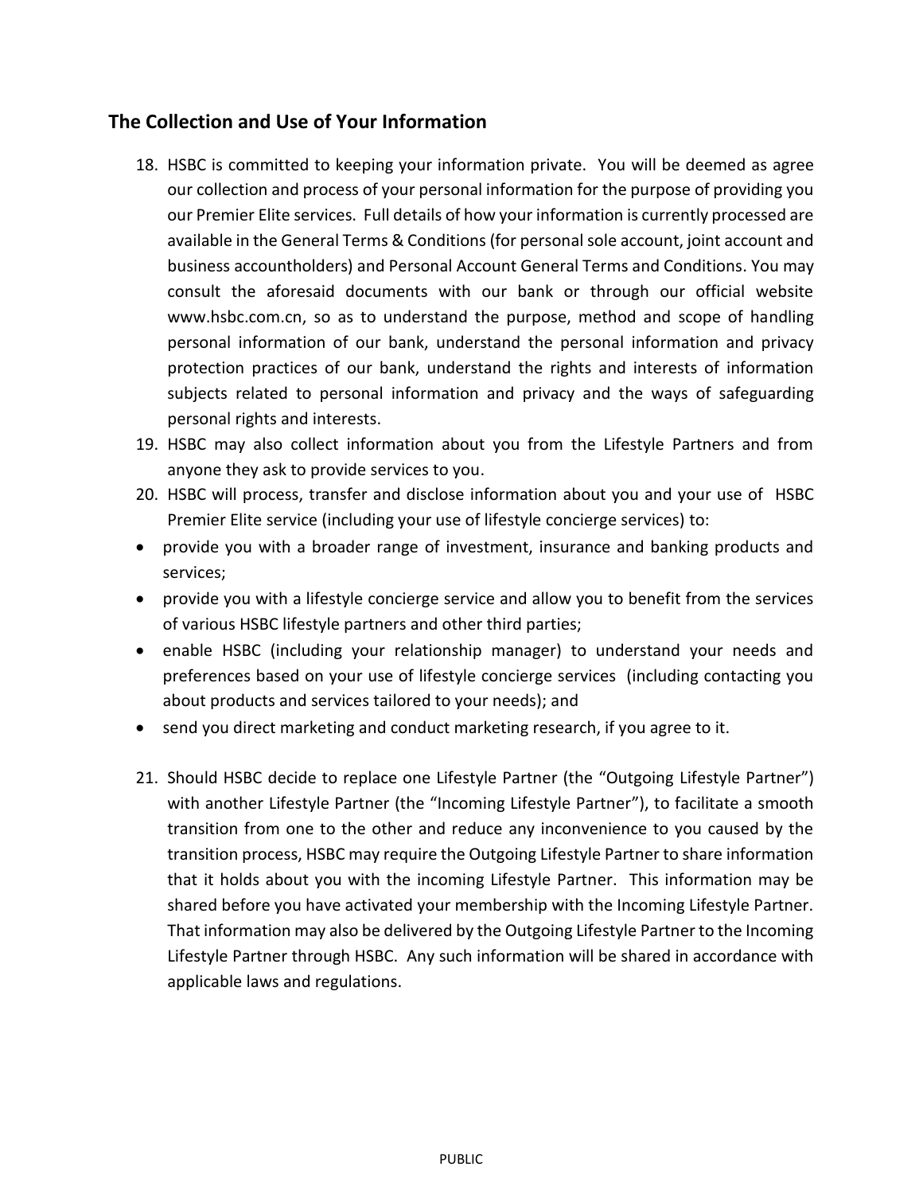## The Collection and Use of Your Information

18. HSBC is committed to keeping your information private. You will be deemed as agree our collection and process of your personal information for the purpose of providing you our Premier Elite services. Full details of how your information is currently processed are available in the General Terms & Conditions (for personal sole account, joint account and business accountholders) and Personal Account General Terms and Conditions. You may consult the aforesaid documents with our bank or through our official website www.hsbc.com.cn, so as to understand the purpose, method and scope of handling personal information of our bank, understand the personal information and privacy protection practices of our bank, understand the rights and interests of information subjects related to personal information and privacy and the ways of safeguarding personal rights and interests.
19. HSBC may also collect information about you from the Lifestyle Partners and from anyone they ask to provide services to you.
20. HSBC will process, transfer and disclose information about you and your use of HSBC Premier Elite service (including your use of lifestyle concierge services) to:

- provide you with a broader range of investment, insurance and banking products and services;
- provide you with a lifestyle concierge service and allow you to benefit from the services of various HSBC lifestyle partners and other third parties;
- enable HSBC (including your relationship manager) to understand your needs and preferences based on your use of lifestyle concierge services (including contacting you about products and services tailored to your needs); and
- send you direct marketing and conduct marketing research, if you agree to it.

21. Should HSBC decide to replace one Lifestyle Partner (the "Outgoing Lifestyle Partner") with another Lifestyle Partner (the "Incoming Lifestyle Partner"), to facilitate a smooth transition from one to the other and reduce any inconvenience to you caused by the transition process, HSBC may require the Outgoing Lifestyle Partner to share information that it holds about you with the incoming Lifestyle Partner. This information may be shared before you have activated your membership with the Incoming Lifestyle Partner. That information may also be delivered by the Outgoing Lifestyle Partner to the Incoming Lifestyle Partner through HSBC. Any such information will be shared in accordance with applicable laws and regulations.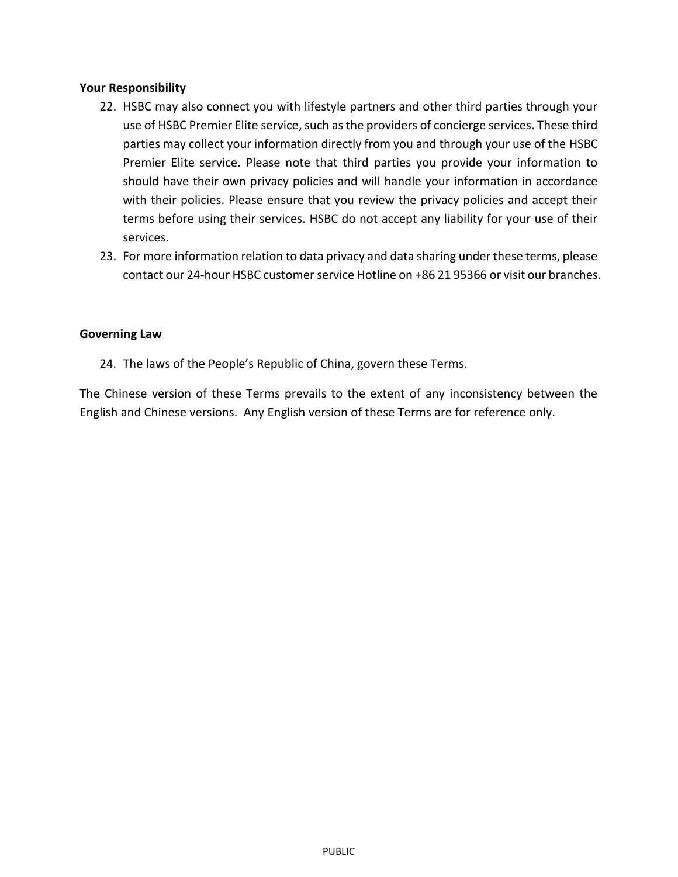**Your Responsibility**

22. HSBC may also connect you with lifestyle partners and other third parties through your use of HSBC Premier Elite service, such as the providers of concierge services. These third parties may collect your information directly from you and through your use of the HSBC Premier Elite service. Please note that third parties you provide your information to should have their own privacy policies and will handle your information in accordance with their policies. Please ensure that you review the privacy policies and accept their terms before using their services. HSBC do not accept any liability for your use of their services.
23. For more information relation to data privacy and data sharing under these terms, please contact our 24-hour HSBC customer service Hotline on +86 21 95366 or visit our branches.

**Governing Law**

24. The laws of the People's Republic of China, govern these Terms.

The Chinese version of these Terms prevails to the extent of any inconsistency between the English and Chinese versions. Any English version of these Terms are for reference only.